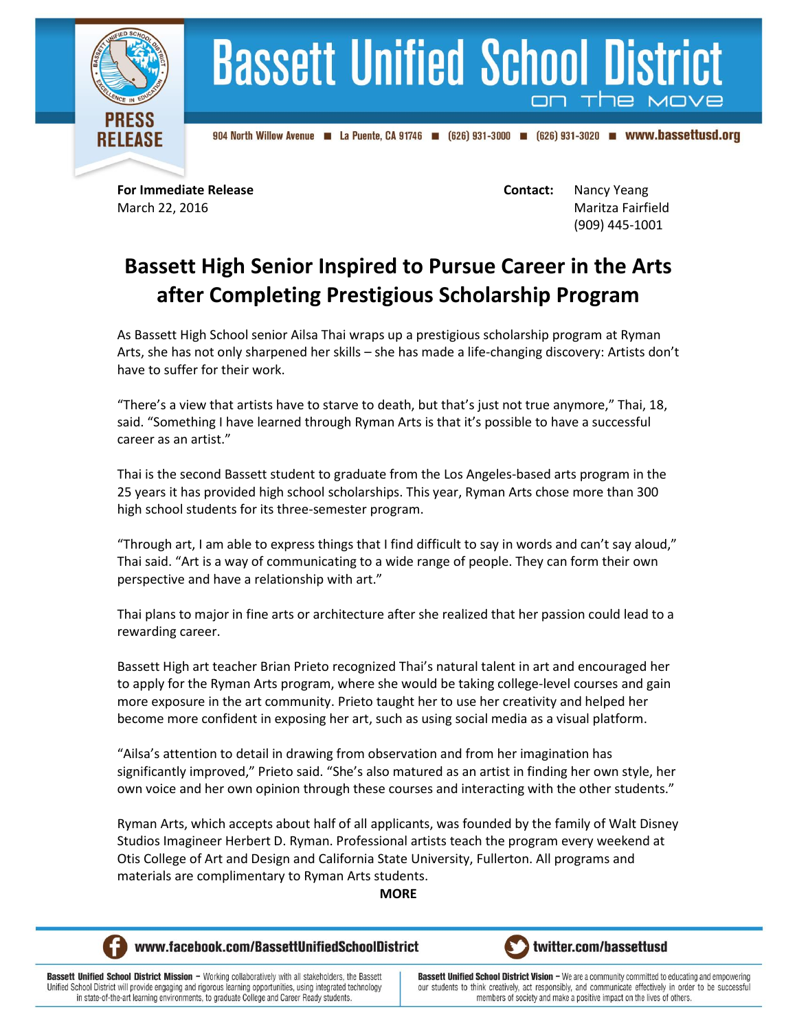# Bassett Unified School District

on the move

PRESS RELEASE

904 North Willow Avenue ■ La Puente, CA 91746 ■ (626) 931-3000 ■ (626) 931-3020 ■ www.bassettusd.org

**For Immediate Release**
March 22, 2016

**Contact:** Nancy Yeang
Maritza Fairfield
(909) 445-1001

## Bassett High Senior Inspired to Pursue Career in the Arts after Completing Prestigious Scholarship Program

As Bassett High School senior Ailsa Thai wraps up a prestigious scholarship program at Ryman Arts, she has not only sharpened her skills – she has made a life-changing discovery: Artists don't have to suffer for their work.

"There's a view that artists have to starve to death, but that's just not true anymore," Thai, 18, said. "Something I have learned through Ryman Arts is that it's possible to have a successful career as an artist."

Thai is the second Bassett student to graduate from the Los Angeles-based arts program in the 25 years it has provided high school scholarships. This year, Ryman Arts chose more than 300 high school students for its three-semester program.

"Through art, I am able to express things that I find difficult to say in words and can't say aloud," Thai said. "Art is a way of communicating to a wide range of people. They can form their own perspective and have a relationship with art."

Thai plans to major in fine arts or architecture after she realized that her passion could lead to a rewarding career.

Bassett High art teacher Brian Prieto recognized Thai's natural talent in art and encouraged her to apply for the Ryman Arts program, where she would be taking college-level courses and gain more exposure in the art community. Prieto taught her to use her creativity and helped her become more confident in exposing her art, such as using social media as a visual platform.

"Ailsa's attention to detail in drawing from observation and from her imagination has significantly improved," Prieto said. "She's also matured as an artist in finding her own style, her own voice and her own opinion through these courses and interacting with the other students."

Ryman Arts, which accepts about half of all applicants, was founded by the family of Walt Disney Studios Imagineer Herbert D. Ryman. Professional artists teach the program every weekend at Otis College of Art and Design and California State University, Fullerton. All programs and materials are complimentary to Ryman Arts students.

**MORE**

www.facebook.com/BassettUnifiedSchoolDistrict    twitter.com/bassettusd

**Bassett Unified School District Mission –** Working collaboratively with all stakeholders, the Bassett Unified School District will provide engaging and rigorous learning opportunities, using integrated technology in state-of-the-art learning environments, to graduate College and Career Ready students.

**Bassett Unified School District Vision –** We are a community committed to educating and empowering our students to think creatively, act responsibly, and communicate effectively in order to be successful members of society and make a positive impact on the lives of others.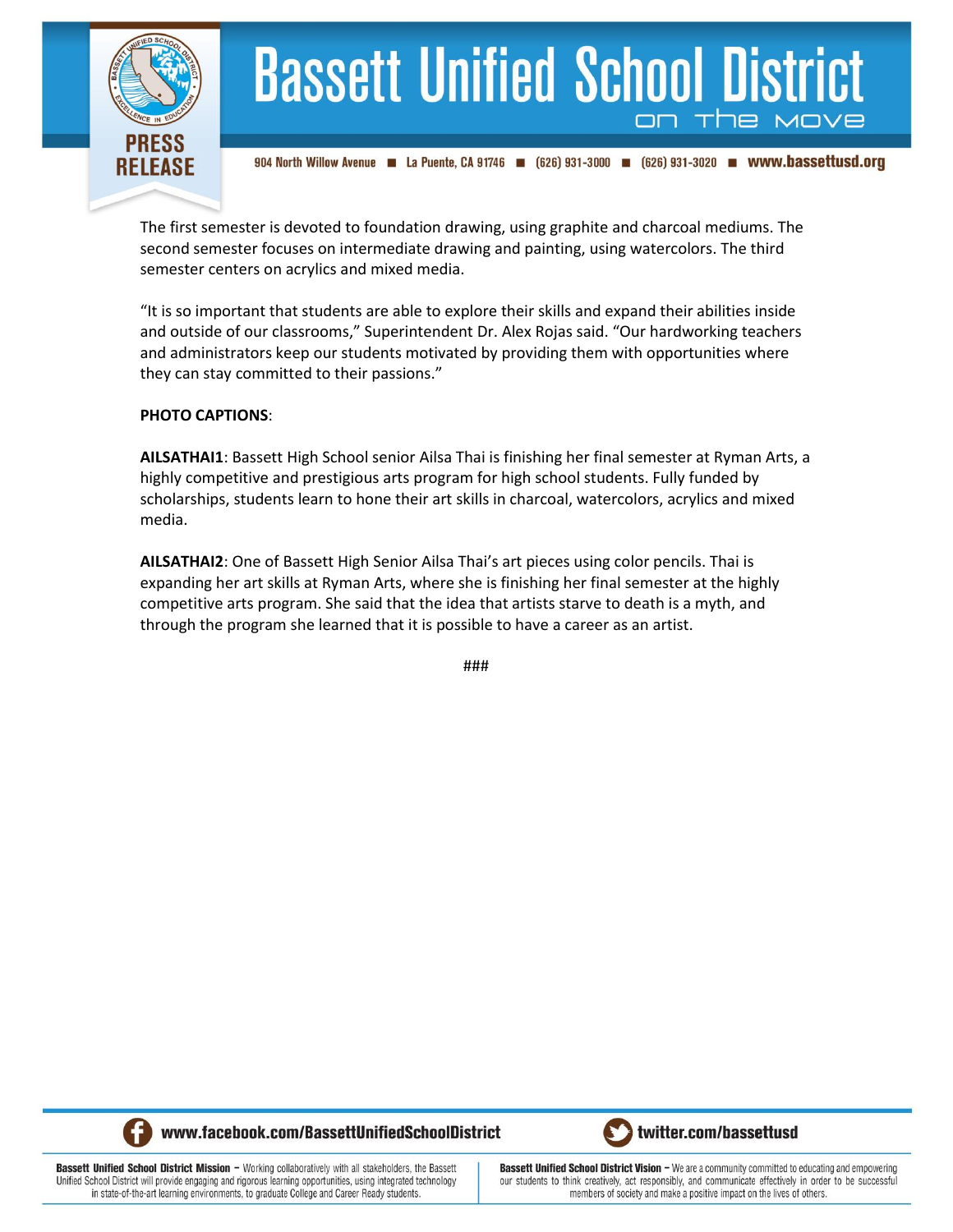The first semester is devoted to foundation drawing, using graphite and charcoal mediums. The second semester focuses on intermediate drawing and painting, using watercolors. The third semester centers on acrylics and mixed media.

"It is so important that students are able to explore their skills and expand their abilities inside and outside of our classrooms," Superintendent Dr. Alex Rojas said. "Our hardworking teachers and administrators keep our students motivated by providing them with opportunities where they can stay committed to their passions."

**PHOTO CAPTIONS**:

**AILSATHAI1**: Bassett High School senior Ailsa Thai is finishing her final semester at Ryman Arts, a highly competitive and prestigious arts program for high school students. Fully funded by scholarships, students learn to hone their art skills in charcoal, watercolors, acrylics and mixed media.

**AILSATHAI2**: One of Bassett High Senior Ailsa Thai's art pieces using color pencils. Thai is expanding her art skills at Ryman Arts, where she is finishing her final semester at the highly competitive arts program. She said that the idea that artists starve to death is a myth, and through the program she learned that it is possible to have a career as an artist.

###